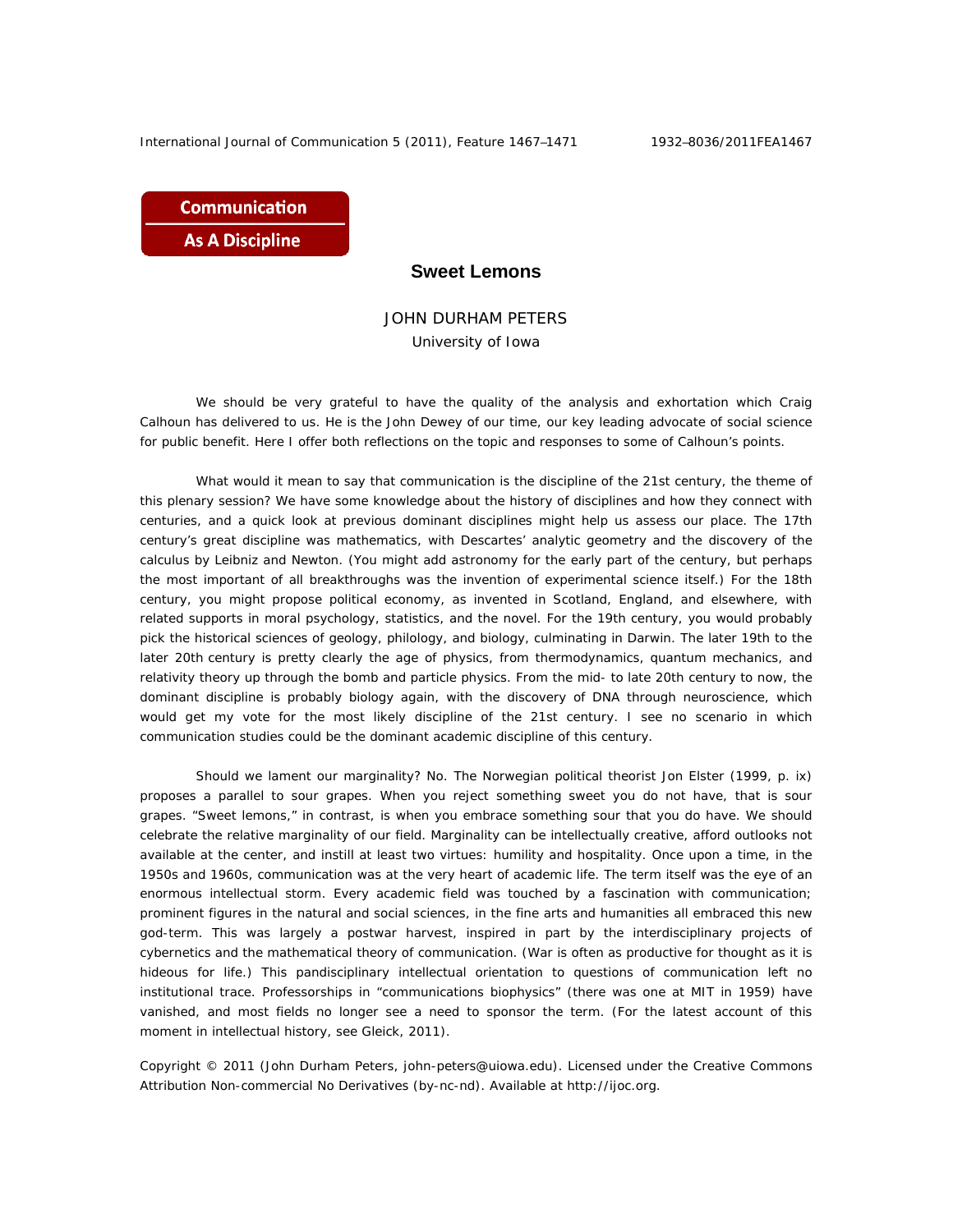Communication As A Discipline

# Sweet Lemons

JOHN DURHAM PETERS
University of Iowa

We should be very grateful to have the quality of the analysis and exhortation which Craig Calhoun has delivered to us. He is the John Dewey of our time, our key leading advocate of social science for public benefit. Here I offer both reflections on the topic and responses to some of Calhoun's points.

What would it mean to say that communication is the discipline of the 21st century, the theme of this plenary session? We have some knowledge about the history of disciplines and how they connect with centuries, and a quick look at previous dominant disciplines might help us assess our place. The 17th century's great discipline was mathematics, with Descartes' analytic geometry and the discovery of the calculus by Leibniz and Newton. (You might add astronomy for the early part of the century, but perhaps the most important of all breakthroughs was the invention of experimental science itself.) For the 18th century, you might propose political economy, as invented in Scotland, England, and elsewhere, with related supports in moral psychology, statistics, and the novel. For the 19th century, you would probably pick the historical sciences of geology, philology, and biology, culminating in Darwin. The later 19th to the later 20th century is pretty clearly the age of physics, from thermodynamics, quantum mechanics, and relativity theory up through the bomb and particle physics. From the mid- to late 20th century to now, the dominant discipline is probably biology again, with the discovery of DNA through neuroscience, which would get my vote for the most likely discipline of the 21st century. I see no scenario in which communication studies could be the dominant academic discipline of this century.

Should we lament our marginality? No. The Norwegian political theorist Jon Elster (1999, p. ix) proposes a parallel to sour grapes. When you reject something sweet you do not have, that is sour grapes. "Sweet lemons," in contrast, is when you embrace something sour that you do have. We should celebrate the relative marginality of our field. Marginality can be intellectually creative, afford outlooks not available at the center, and instill at least two virtues: humility and hospitality. Once upon a time, in the 1950s and 1960s, communication was at the very heart of academic life. The term itself was the eye of an enormous intellectual storm. Every academic field was touched by a fascination with communication; prominent figures in the natural and social sciences, in the fine arts and humanities all embraced this new god-term. This was largely a postwar harvest, inspired in part by the interdisciplinary projects of cybernetics and the mathematical theory of communication. (War is often as productive for thought as it is hideous for life.) This pandisciplinary intellectual orientation to questions of communication left no institutional trace. Professorships in "communications biophysics" (there was one at MIT in 1959) have vanished, and most fields no longer see a need to sponsor the term. (For the latest account of this moment in intellectual history, see Gleick, 2011).

Copyright © 2011 (John Durham Peters, john-peters@uiowa.edu). Licensed under the Creative Commons Attribution Non-commercial No Derivatives (by-nc-nd). Available at http://ijoc.org.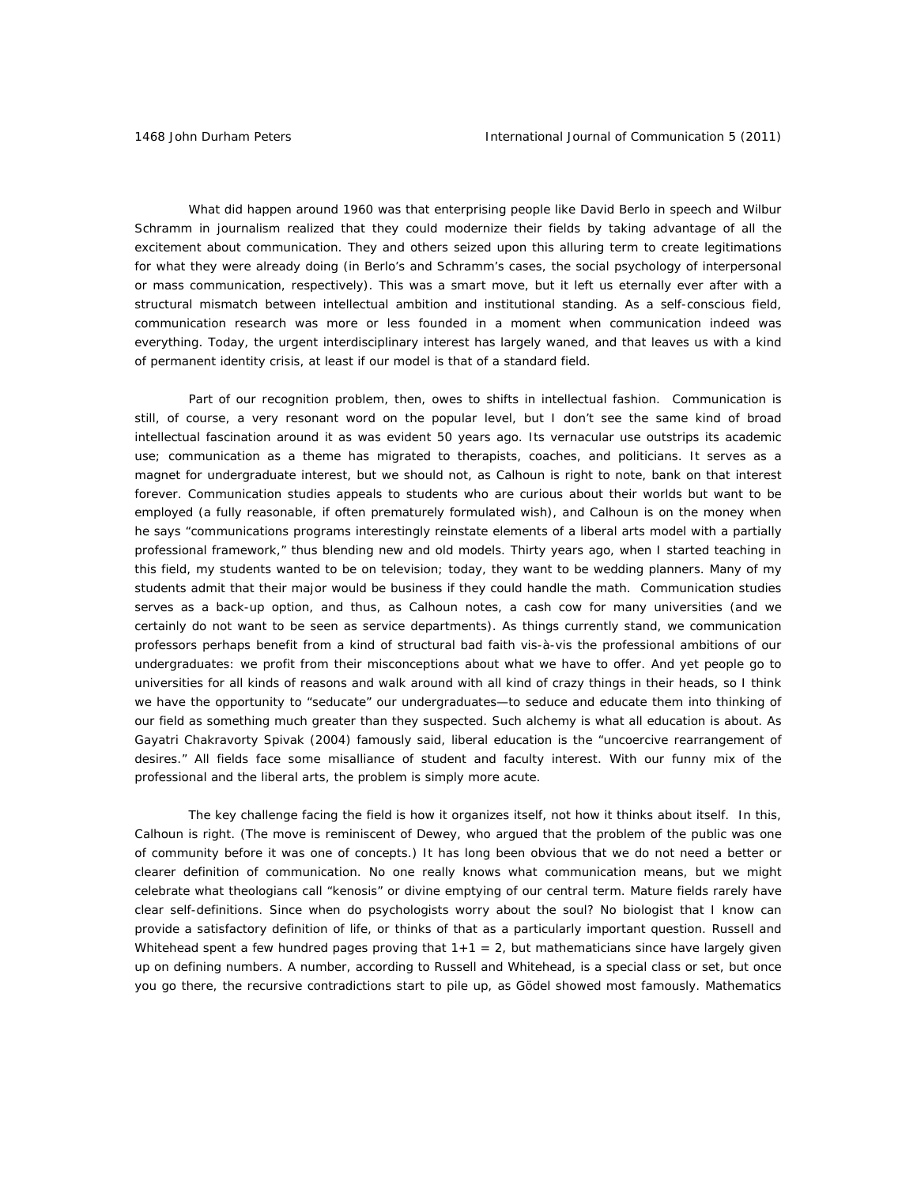What did happen around 1960 was that enterprising people like David Berlo in speech and Wilbur Schramm in journalism realized that they could modernize their fields by taking advantage of all the excitement about communication. They and others seized upon this alluring term to create legitimations for what they were already doing (in Berlo's and Schramm's cases, the social psychology of interpersonal or mass communication, respectively). This was a smart move, but it left us eternally ever after with a structural mismatch between intellectual ambition and institutional standing. As a self-conscious field, communication research was more or less founded in a moment when communication indeed was everything. Today, the urgent interdisciplinary interest has largely waned, and that leaves us with a kind of permanent identity crisis, at least if our model is that of a standard field.

Part of our recognition problem, then, owes to shifts in intellectual fashion. Communication is still, of course, a very resonant word on the popular level, but I don't see the same kind of broad intellectual fascination around it as was evident 50 years ago. Its vernacular use outstrips its academic use; communication as a theme has migrated to therapists, coaches, and politicians. It serves as a magnet for undergraduate interest, but we should not, as Calhoun is right to note, bank on that interest forever. Communication studies appeals to students who are curious about their worlds but want to be employed (a fully reasonable, if often prematurely formulated wish), and Calhoun is on the money when he says "communications programs interestingly reinstate elements of a liberal arts model with a partially professional framework," thus blending new and old models. Thirty years ago, when I started teaching in this field, my students wanted to be on television; today, they want to be wedding planners. Many of my students admit that their major would be business if they could handle the math. Communication studies serves as a back-up option, and thus, as Calhoun notes, a cash cow for many universities (and we certainly do not want to be seen as service departments). As things currently stand, we communication professors perhaps benefit from a kind of structural bad faith vis-à-vis the professional ambitions of our undergraduates: we profit from their misconceptions about what we have to offer. And yet people go to universities for all kinds of reasons and walk around with all kind of crazy things in their heads, so I think we have the opportunity to "seducate" our undergraduates—to seduce and educate them into thinking of our field as something much greater than they suspected. Such alchemy is what all education is about. As Gayatri Chakravorty Spivak (2004) famously said, liberal education is the "uncoercive rearrangement of desires." All fields face some misalliance of student and faculty interest. With our funny mix of the professional and the liberal arts, the problem is simply more acute.

The key challenge facing the field is how it organizes itself, not how it thinks about itself. In this, Calhoun is right. (The move is reminiscent of Dewey, who argued that the problem of the public was one of community before it was one of concepts.) It has long been obvious that we do not need a better or clearer definition of communication. No one really knows what communication means, but we might celebrate what theologians call "kenosis" or divine emptying of our central term. Mature fields rarely have clear self-definitions. Since when do psychologists worry about the soul? No biologist that I know can provide a satisfactory definition of life, or thinks of that as a particularly important question. Russell and Whitehead spent a few hundred pages proving that 1+1 = 2, but mathematicians since have largely given up on defining numbers. A number, according to Russell and Whitehead, is a special class or set, but once you go there, the recursive contradictions start to pile up, as Gödel showed most famously. Mathematics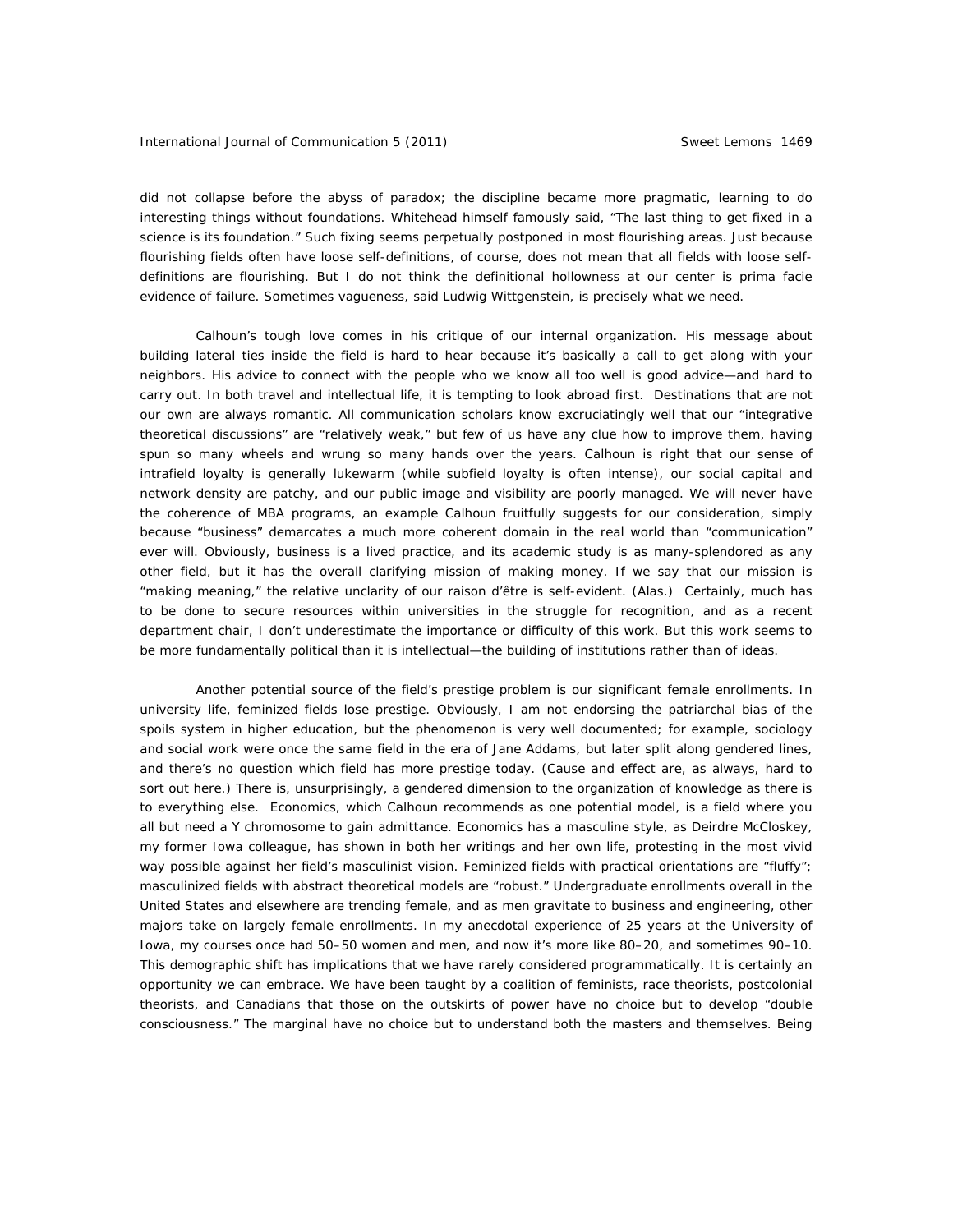did not collapse before the abyss of paradox; the discipline became more pragmatic, learning to do interesting things without foundations. Whitehead himself famously said, "The last thing to get fixed in a science is its foundation." Such fixing seems perpetually postponed in most flourishing areas. Just because flourishing fields often have loose self-definitions, of course, does not mean that all fields with loose self-definitions are flourishing. But I do not think the definitional hollowness at our center is prima facie evidence of failure. Sometimes vagueness, said Ludwig Wittgenstein, is precisely what we need.

Calhoun's tough love comes in his critique of our internal organization. His message about building lateral ties inside the field is hard to hear because it's basically a call to get along with your neighbors. His advice to connect with the people who we know all too well is good advice—and hard to carry out. In both travel and intellectual life, it is tempting to look abroad first. Destinations that are not our own are always romantic. All communication scholars know excruciatingly well that our "integrative theoretical discussions" are "relatively weak," but few of us have any clue how to improve them, having spun so many wheels and wrung so many hands over the years. Calhoun is right that our sense of intrafield loyalty is generally lukewarm (while subfield loyalty is often intense), our social capital and network density are patchy, and our public image and visibility are poorly managed. We will never have the coherence of MBA programs, an example Calhoun fruitfully suggests for our consideration, simply because "business" demarcates a much more coherent domain in the real world than "communication" ever will. Obviously, business is a lived practice, and its academic study is as many-splendored as any other field, but it has the overall clarifying mission of making money. If we say that our mission is "making meaning," the relative unclarity of our raison d'être is self-evident. (Alas.) Certainly, much has to be done to secure resources within universities in the struggle for recognition, and as a recent department chair, I don't underestimate the importance or difficulty of this work. But this work seems to be more fundamentally political than it is intellectual—the building of institutions rather than of ideas.

Another potential source of the field's prestige problem is our significant female enrollments. In university life, feminized fields lose prestige. Obviously, I am not endorsing the patriarchal bias of the spoils system in higher education, but the phenomenon is very well documented; for example, sociology and social work were once the same field in the era of Jane Addams, but later split along gendered lines, and there's no question which field has more prestige today. (Cause and effect are, as always, hard to sort out here.) There is, unsurprisingly, a gendered dimension to the organization of knowledge as there is to everything else. Economics, which Calhoun recommends as one potential model, is a field where you all but need a Y chromosome to gain admittance. Economics has a masculine style, as Deirdre McCloskey, my former Iowa colleague, has shown in both her writings and her own life, protesting in the most vivid way possible against her field's masculinist vision. Feminized fields with practical orientations are "fluffy"; masculinized fields with abstract theoretical models are "robust." Undergraduate enrollments overall in the United States and elsewhere are trending female, and as men gravitate to business and engineering, other majors take on largely female enrollments. In my anecdotal experience of 25 years at the University of Iowa, my courses once had 50–50 women and men, and now it's more like 80–20, and sometimes 90–10. This demographic shift has implications that we have rarely considered programmatically. It is certainly an opportunity we can embrace. We have been taught by a coalition of feminists, race theorists, postcolonial theorists, and Canadians that those on the outskirts of power have no choice but to develop "double consciousness." The marginal have no choice but to understand both the masters and themselves. Being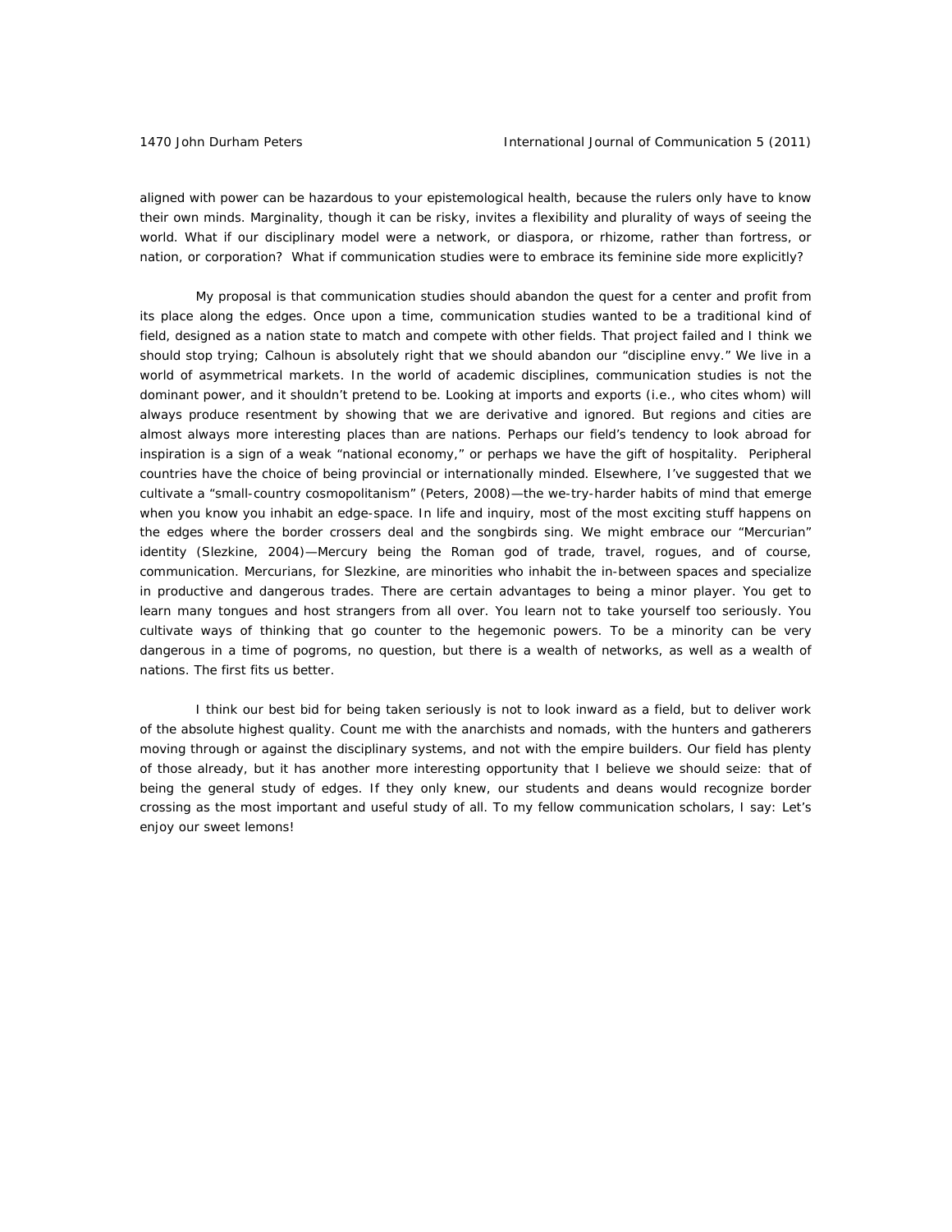aligned with power can be hazardous to your epistemological health, because the rulers only have to know their own minds. Marginality, though it can be risky, invites a flexibility and plurality of ways of seeing the world. What if our disciplinary model were a network, or diaspora, or rhizome, rather than fortress, or nation, or corporation? What if communication studies were to embrace its feminine side more explicitly?

My proposal is that communication studies should abandon the quest for a center and profit from its place along the edges. Once upon a time, communication studies wanted to be a traditional kind of field, designed as a nation state to match and compete with other fields. That project failed and I think we should stop trying; Calhoun is absolutely right that we should abandon our "discipline envy." We live in a world of asymmetrical markets. In the world of academic disciplines, communication studies is not the dominant power, and it shouldn't pretend to be. Looking at imports and exports (i.e., who cites whom) will always produce resentment by showing that we are derivative and ignored. But regions and cities are almost always more interesting places than are nations. Perhaps our field's tendency to look abroad for inspiration is a sign of a weak "national economy," or perhaps we have the gift of hospitality. Peripheral countries have the choice of being provincial or internationally minded. Elsewhere, I've suggested that we cultivate a "small-country cosmopolitanism" (Peters, 2008)—the we-try-harder habits of mind that emerge when you know you inhabit an edge-space. In life and inquiry, most of the most exciting stuff happens on the edges where the border crossers deal and the songbirds sing. We might embrace our "Mercurian" identity (Slezkine, 2004)—Mercury being the Roman god of trade, travel, rogues, and of course, communication. Mercurians, for Slezkine, are minorities who inhabit the in-between spaces and specialize in productive and dangerous trades. There are certain advantages to being a minor player. You get to learn many tongues and host strangers from all over. You learn not to take yourself too seriously. You cultivate ways of thinking that go counter to the hegemonic powers. To be a minority can be very dangerous in a time of pogroms, no question, but there is a wealth of networks, as well as a wealth of nations. The first fits us better.

I think our best bid for being taken seriously is not to look inward as a field, but to deliver work of the absolute highest quality. Count me with the anarchists and nomads, with the hunters and gatherers moving through or against the disciplinary systems, and not with the empire builders. Our field has plenty of those already, but it has another more interesting opportunity that I believe we should seize: that of being the general study of edges. If they only knew, our students and deans would recognize border crossing as the most important and useful study of all. To my fellow communication scholars, I say: Let's enjoy our sweet lemons!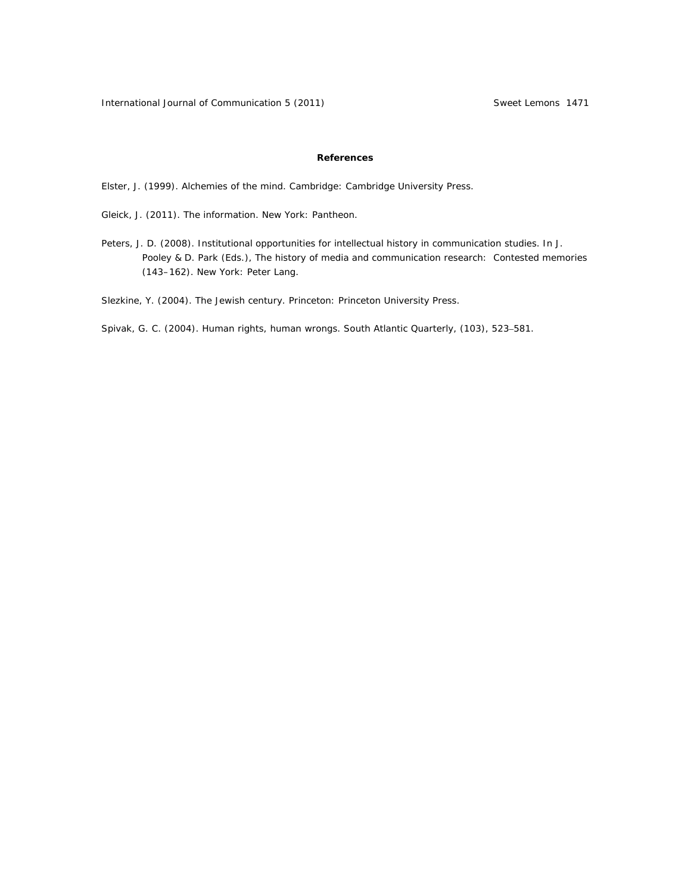**References**

Elster, J. (1999). Alchemies of the mind. Cambridge: Cambridge University Press.

Gleick, J. (2011). The information. New York: Pantheon.

Peters, J. D. (2008). Institutional opportunities for intellectual history in communication studies. In J. Pooley & D. Park (Eds.), The history of media and communication research: Contested memories (143–162). New York: Peter Lang.

Slezkine, Y. (2004). The Jewish century. Princeton: Princeton University Press.

Spivak, G. C. (2004). Human rights, human wrongs. South Atlantic Quarterly, (103), 523–581.